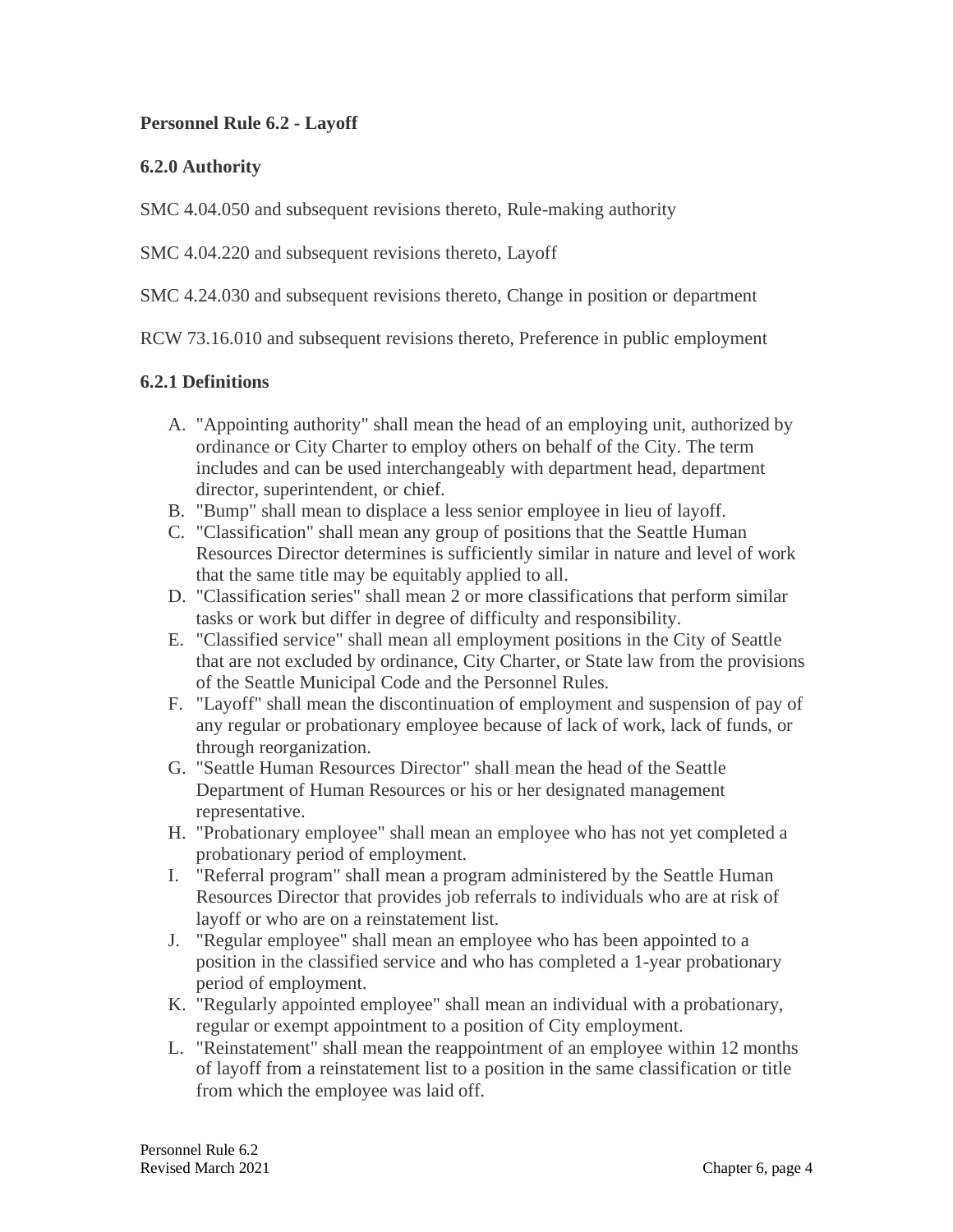## Personnel Rule 6.2 - Layoff

### 6.2.0 Authority

SMC 4.04.050 and subsequent revisions thereto, Rule-making authority

SMC 4.04.220 and subsequent revisions thereto, Layoff

SMC 4.24.030 and subsequent revisions thereto, Change in position or department

RCW 73.16.010 and subsequent revisions thereto, Preference in public employment

### 6.2.1 Definitions

A. "Appointing authority" shall mean the head of an employing unit, authorized by ordinance or City Charter to employ others on behalf of the City. The term includes and can be used interchangeably with department head, department director, superintendent, or chief.
B. "Bump" shall mean to displace a less senior employee in lieu of layoff.
C. "Classification" shall mean any group of positions that the Seattle Human Resources Director determines is sufficiently similar in nature and level of work that the same title may be equitably applied to all.
D. "Classification series" shall mean 2 or more classifications that perform similar tasks or work but differ in degree of difficulty and responsibility.
E. "Classified service" shall mean all employment positions in the City of Seattle that are not excluded by ordinance, City Charter, or State law from the provisions of the Seattle Municipal Code and the Personnel Rules.
F. "Layoff" shall mean the discontinuation of employment and suspension of pay of any regular or probationary employee because of lack of work, lack of funds, or through reorganization.
G. "Seattle Human Resources Director" shall mean the head of the Seattle Department of Human Resources or his or her designated management representative.
H. "Probationary employee" shall mean an employee who has not yet completed a probationary period of employment.
I. "Referral program" shall mean a program administered by the Seattle Human Resources Director that provides job referrals to individuals who are at risk of layoff or who are on a reinstatement list.
J. "Regular employee" shall mean an employee who has been appointed to a position in the classified service and who has completed a 1-year probationary period of employment.
K. "Regularly appointed employee" shall mean an individual with a probationary, regular or exempt appointment to a position of City employment.
L. "Reinstatement" shall mean the reappointment of an employee within 12 months of layoff from a reinstatement list to a position in the same classification or title from which the employee was laid off.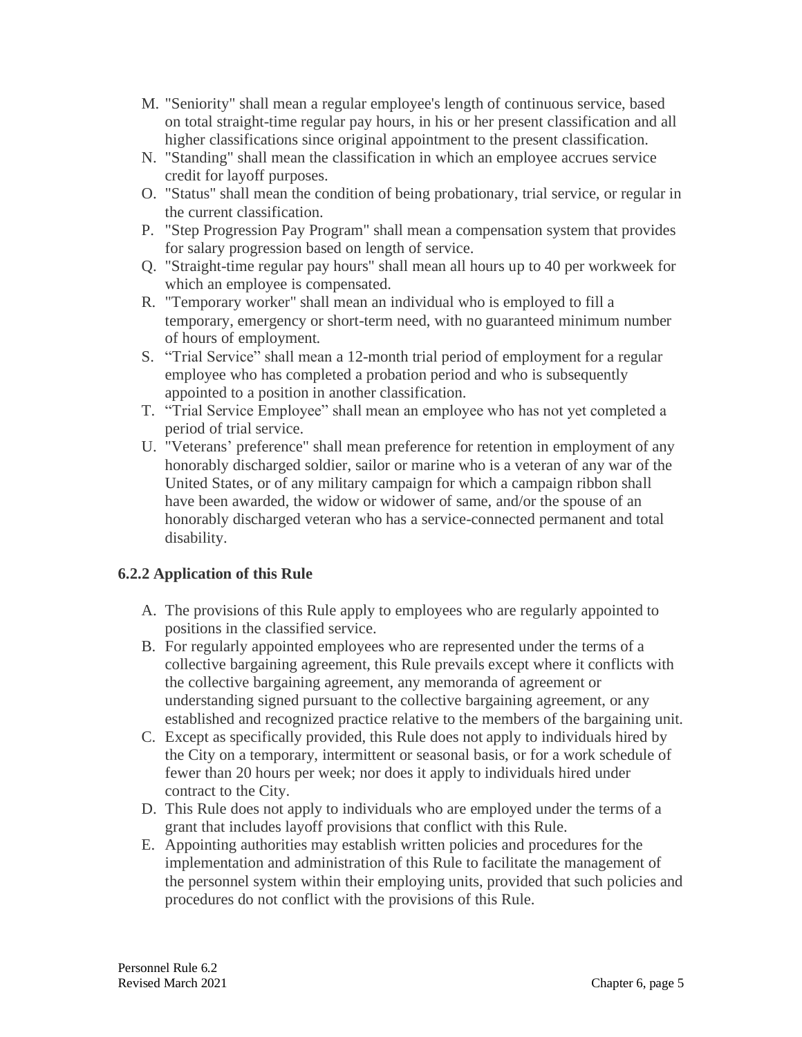M. "Seniority" shall mean a regular employee's length of continuous service, based on total straight-time regular pay hours, in his or her present classification and all higher classifications since original appointment to the present classification.
N. "Standing" shall mean the classification in which an employee accrues service credit for layoff purposes.
O. "Status" shall mean the condition of being probationary, trial service, or regular in the current classification.
P. "Step Progression Pay Program" shall mean a compensation system that provides for salary progression based on length of service.
Q. "Straight-time regular pay hours" shall mean all hours up to 40 per workweek for which an employee is compensated.
R. "Temporary worker" shall mean an individual who is employed to fill a temporary, emergency or short-term need, with no guaranteed minimum number of hours of employment.
S. "Trial Service" shall mean a 12-month trial period of employment for a regular employee who has completed a probation period and who is subsequently appointed to a position in another classification.
T. "Trial Service Employee" shall mean an employee who has not yet completed a period of trial service.
U. "Veterans' preference" shall mean preference for retention in employment of any honorably discharged soldier, sailor or marine who is a veteran of any war of the United States, or of any military campaign for which a campaign ribbon shall have been awarded, the widow or widower of same, and/or the spouse of an honorably discharged veteran who has a service-connected permanent and total disability.

### 6.2.2 Application of this Rule

A. The provisions of this Rule apply to employees who are regularly appointed to positions in the classified service.
B. For regularly appointed employees who are represented under the terms of a collective bargaining agreement, this Rule prevails except where it conflicts with the collective bargaining agreement, any memoranda of agreement or understanding signed pursuant to the collective bargaining agreement, or any established and recognized practice relative to the members of the bargaining unit.
C. Except as specifically provided, this Rule does not apply to individuals hired by the City on a temporary, intermittent or seasonal basis, or for a work schedule of fewer than 20 hours per week; nor does it apply to individuals hired under contract to the City.
D. This Rule does not apply to individuals who are employed under the terms of a grant that includes layoff provisions that conflict with this Rule.
E. Appointing authorities may establish written policies and procedures for the implementation and administration of this Rule to facilitate the management of the personnel system within their employing units, provided that such policies and procedures do not conflict with the provisions of this Rule.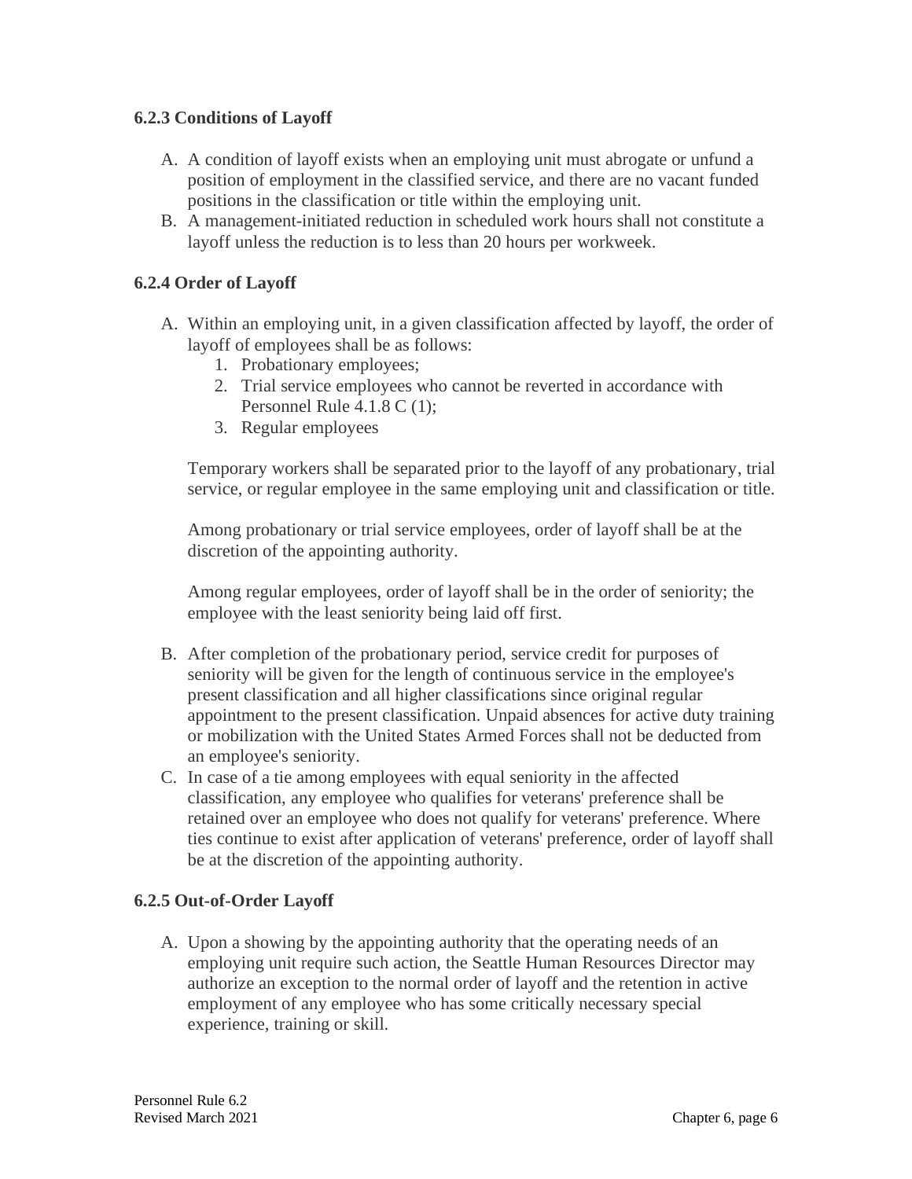### 6.2.3 Conditions of Layoff

A. A condition of layoff exists when an employing unit must abrogate or unfund a position of employment in the classified service, and there are no vacant funded positions in the classification or title within the employing unit.
B. A management-initiated reduction in scheduled work hours shall not constitute a layoff unless the reduction is to less than 20 hours per workweek.

### 6.2.4 Order of Layoff

A. Within an employing unit, in a given classification affected by layoff, the order of layoff of employees shall be as follows:
   1. Probationary employees;
   2. Trial service employees who cannot be reverted in accordance with Personnel Rule 4.1.8 C (1);
   3. Regular employees

   Temporary workers shall be separated prior to the layoff of any probationary, trial service, or regular employee in the same employing unit and classification or title.

   Among probationary or trial service employees, order of layoff shall be at the discretion of the appointing authority.

   Among regular employees, order of layoff shall be in the order of seniority; the employee with the least seniority being laid off first.

B. After completion of the probationary period, service credit for purposes of seniority will be given for the length of continuous service in the employee's present classification and all higher classifications since original regular appointment to the present classification. Unpaid absences for active duty training or mobilization with the United States Armed Forces shall not be deducted from an employee's seniority.
C. In case of a tie among employees with equal seniority in the affected classification, any employee who qualifies for veterans' preference shall be retained over an employee who does not qualify for veterans' preference. Where ties continue to exist after application of veterans' preference, order of layoff shall be at the discretion of the appointing authority.

### 6.2.5 Out-of-Order Layoff

A. Upon a showing by the appointing authority that the operating needs of an employing unit require such action, the Seattle Human Resources Director may authorize an exception to the normal order of layoff and the retention in active employment of any employee who has some critically necessary special experience, training or skill.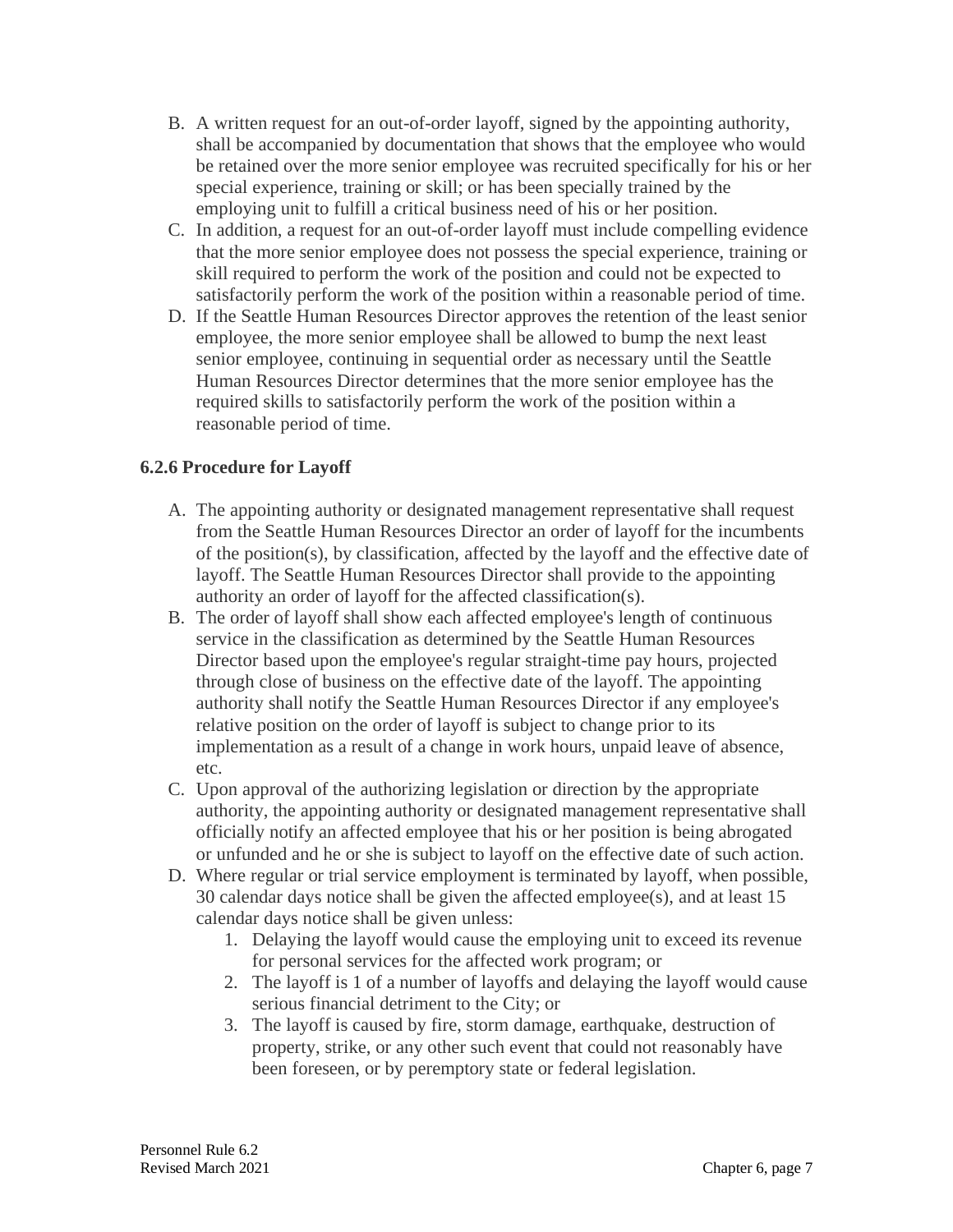B. A written request for an out-of-order layoff, signed by the appointing authority, shall be accompanied by documentation that shows that the employee who would be retained over the more senior employee was recruited specifically for his or her special experience, training or skill; or has been specially trained by the employing unit to fulfill a critical business need of his or her position.
C. In addition, a request for an out-of-order layoff must include compelling evidence that the more senior employee does not possess the special experience, training or skill required to perform the work of the position and could not be expected to satisfactorily perform the work of the position within a reasonable period of time.
D. If the Seattle Human Resources Director approves the retention of the least senior employee, the more senior employee shall be allowed to bump the next least senior employee, continuing in sequential order as necessary until the Seattle Human Resources Director determines that the more senior employee has the required skills to satisfactorily perform the work of the position within a reasonable period of time.

### 6.2.6 Procedure for Layoff

A. The appointing authority or designated management representative shall request from the Seattle Human Resources Director an order of layoff for the incumbents of the position(s), by classification, affected by the layoff and the effective date of layoff. The Seattle Human Resources Director shall provide to the appointing authority an order of layoff for the affected classification(s).
B. The order of layoff shall show each affected employee's length of continuous service in the classification as determined by the Seattle Human Resources Director based upon the employee's regular straight-time pay hours, projected through close of business on the effective date of the layoff. The appointing authority shall notify the Seattle Human Resources Director if any employee's relative position on the order of layoff is subject to change prior to its implementation as a result of a change in work hours, unpaid leave of absence, etc.
C. Upon approval of the authorizing legislation or direction by the appropriate authority, the appointing authority or designated management representative shall officially notify an affected employee that his or her position is being abrogated or unfunded and he or she is subject to layoff on the effective date of such action.
D. Where regular or trial service employment is terminated by layoff, when possible, 30 calendar days notice shall be given the affected employee(s), and at least 15 calendar days notice shall be given unless:
    1. Delaying the layoff would cause the employing unit to exceed its revenue for personal services for the affected work program; or
    2. The layoff is 1 of a number of layoffs and delaying the layoff would cause serious financial detriment to the City; or
    3. The layoff is caused by fire, storm damage, earthquake, destruction of property, strike, or any other such event that could not reasonably have been foreseen, or by peremptory state or federal legislation.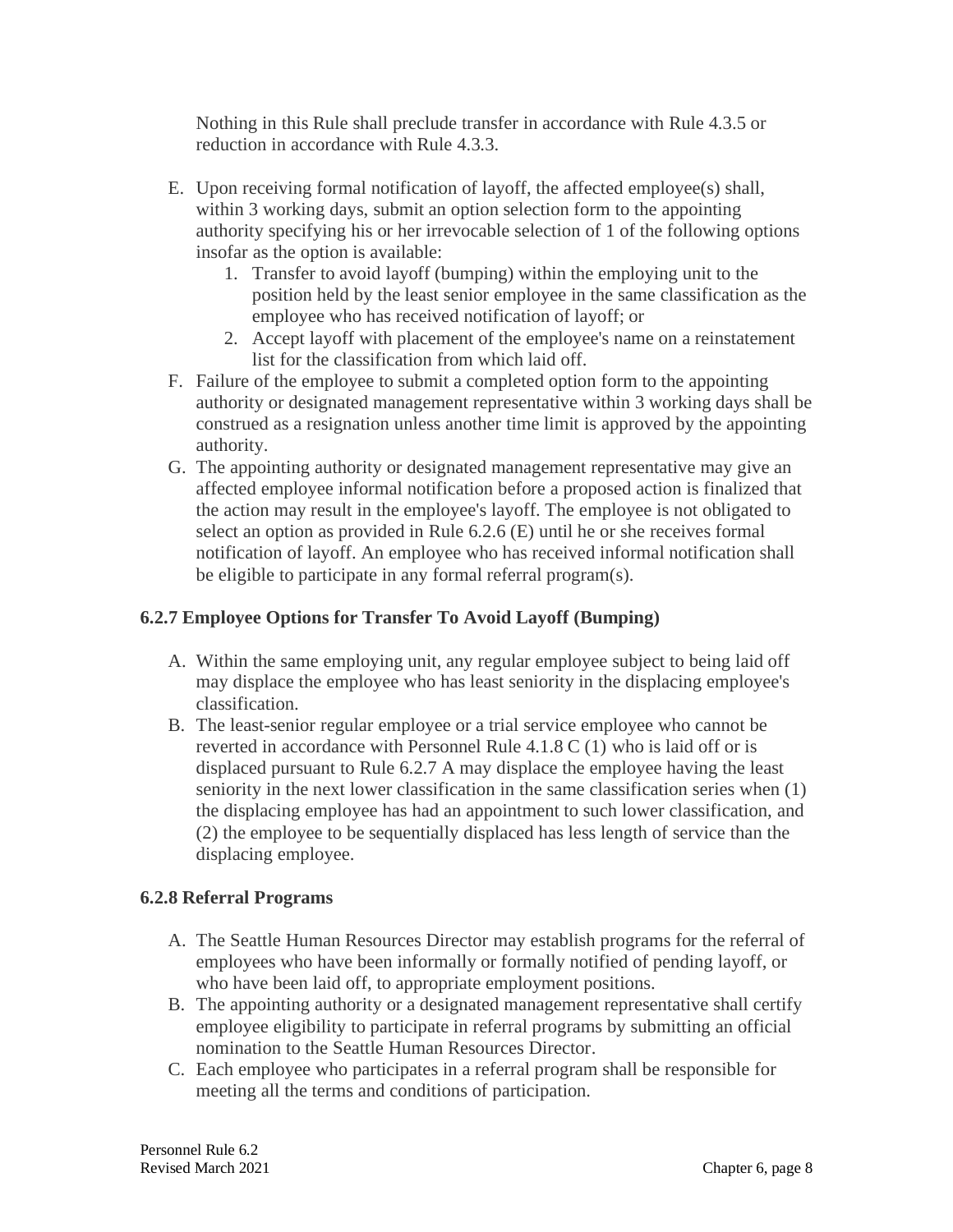Nothing in this Rule shall preclude transfer in accordance with Rule 4.3.5 or reduction in accordance with Rule 4.3.3.

E. Upon receiving formal notification of layoff, the affected employee(s) shall, within 3 working days, submit an option selection form to the appointing authority specifying his or her irrevocable selection of 1 of the following options insofar as the option is available:
    1. Transfer to avoid layoff (bumping) within the employing unit to the position held by the least senior employee in the same classification as the employee who has received notification of layoff; or
    2. Accept layoff with placement of the employee's name on a reinstatement list for the classification from which laid off.

F. Failure of the employee to submit a completed option form to the appointing authority or designated management representative within 3 working days shall be construed as a resignation unless another time limit is approved by the appointing authority.

G. The appointing authority or designated management representative may give an affected employee informal notification before a proposed action is finalized that the action may result in the employee's layoff. The employee is not obligated to select an option as provided in Rule 6.2.6 (E) until he or she receives formal notification of layoff. An employee who has received informal notification shall be eligible to participate in any formal referral program(s).

### 6.2.7 Employee Options for Transfer To Avoid Layoff (Bumping)

A. Within the same employing unit, any regular employee subject to being laid off may displace the employee who has least seniority in the displacing employee's classification.

B. The least-senior regular employee or a trial service employee who cannot be reverted in accordance with Personnel Rule 4.1.8 C (1) who is laid off or is displaced pursuant to Rule 6.2.7 A may displace the employee having the least seniority in the next lower classification in the same classification series when (1) the displacing employee has had an appointment to such lower classification, and (2) the employee to be sequentially displaced has less length of service than the displacing employee.

### 6.2.8 Referral Programs

A. The Seattle Human Resources Director may establish programs for the referral of employees who have been informally or formally notified of pending layoff, or who have been laid off, to appropriate employment positions.

B. The appointing authority or a designated management representative shall certify employee eligibility to participate in referral programs by submitting an official nomination to the Seattle Human Resources Director.

C. Each employee who participates in a referral program shall be responsible for meeting all the terms and conditions of participation.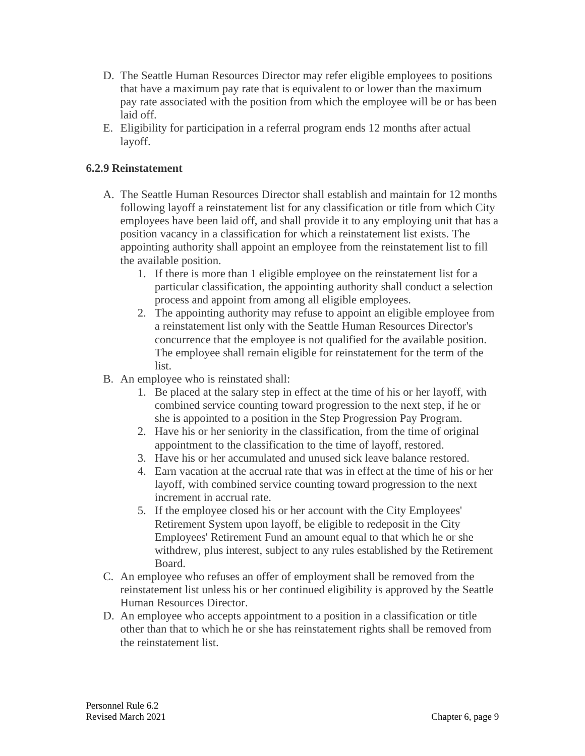D. The Seattle Human Resources Director may refer eligible employees to positions that have a maximum pay rate that is equivalent to or lower than the maximum pay rate associated with the position from which the employee will be or has been laid off.
E. Eligibility for participation in a referral program ends 12 months after actual layoff.

### 6.2.9 Reinstatement

A. The Seattle Human Resources Director shall establish and maintain for 12 months following layoff a reinstatement list for any classification or title from which City employees have been laid off, and shall provide it to any employing unit that has a position vacancy in a classification for which a reinstatement list exists. The appointing authority shall appoint an employee from the reinstatement list to fill the available position.
   1. If there is more than 1 eligible employee on the reinstatement list for a particular classification, the appointing authority shall conduct a selection process and appoint from among all eligible employees.
   2. The appointing authority may refuse to appoint an eligible employee from a reinstatement list only with the Seattle Human Resources Director's concurrence that the employee is not qualified for the available position. The employee shall remain eligible for reinstatement for the term of the list.
B. An employee who is reinstated shall:
   1. Be placed at the salary step in effect at the time of his or her layoff, with combined service counting toward progression to the next step, if he or she is appointed to a position in the Step Progression Pay Program.
   2. Have his or her seniority in the classification, from the time of original appointment to the classification to the time of layoff, restored.
   3. Have his or her accumulated and unused sick leave balance restored.
   4. Earn vacation at the accrual rate that was in effect at the time of his or her layoff, with combined service counting toward progression to the next increment in accrual rate.
   5. If the employee closed his or her account with the City Employees' Retirement System upon layoff, be eligible to redeposit in the City Employees' Retirement Fund an amount equal to that which he or she withdrew, plus interest, subject to any rules established by the Retirement Board.
C. An employee who refuses an offer of employment shall be removed from the reinstatement list unless his or her continued eligibility is approved by the Seattle Human Resources Director.
D. An employee who accepts appointment to a position in a classification or title other than that to which he or she has reinstatement rights shall be removed from the reinstatement list.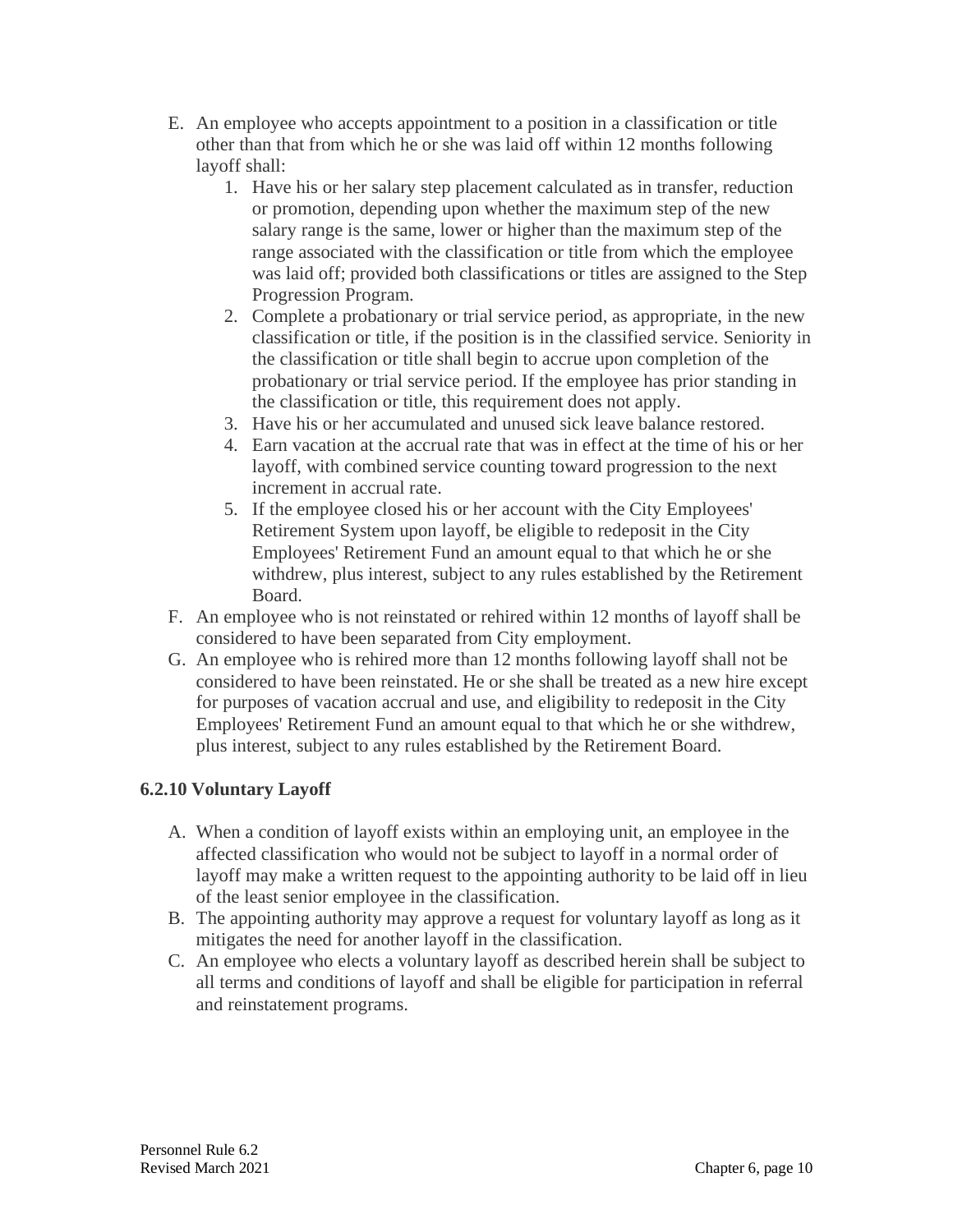E. An employee who accepts appointment to a position in a classification or title other than that from which he or she was laid off within 12 months following layoff shall:
    1. Have his or her salary step placement calculated as in transfer, reduction or promotion, depending upon whether the maximum step of the new salary range is the same, lower or higher than the maximum step of the range associated with the classification or title from which the employee was laid off; provided both classifications or titles are assigned to the Step Progression Program.
    2. Complete a probationary or trial service period, as appropriate, in the new classification or title, if the position is in the classified service. Seniority in the classification or title shall begin to accrue upon completion of the probationary or trial service period. If the employee has prior standing in the classification or title, this requirement does not apply.
    3. Have his or her accumulated and unused sick leave balance restored.
    4. Earn vacation at the accrual rate that was in effect at the time of his or her layoff, with combined service counting toward progression to the next increment in accrual rate.
    5. If the employee closed his or her account with the City Employees' Retirement System upon layoff, be eligible to redeposit in the City Employees' Retirement Fund an amount equal to that which he or she withdrew, plus interest, subject to any rules established by the Retirement Board.

F. An employee who is not reinstated or rehired within 12 months of layoff shall be considered to have been separated from City employment.

G. An employee who is rehired more than 12 months following layoff shall not be considered to have been reinstated. He or she shall be treated as a new hire except for purposes of vacation accrual and use, and eligibility to redeposit in the City Employees' Retirement Fund an amount equal to that which he or she withdrew, plus interest, subject to any rules established by the Retirement Board.

### 6.2.10 Voluntary Layoff

A. When a condition of layoff exists within an employing unit, an employee in the affected classification who would not be subject to layoff in a normal order of layoff may make a written request to the appointing authority to be laid off in lieu of the least senior employee in the classification.

B. The appointing authority may approve a request for voluntary layoff as long as it mitigates the need for another layoff in the classification.

C. An employee who elects a voluntary layoff as described herein shall be subject to all terms and conditions of layoff and shall be eligible for participation in referral and reinstatement programs.